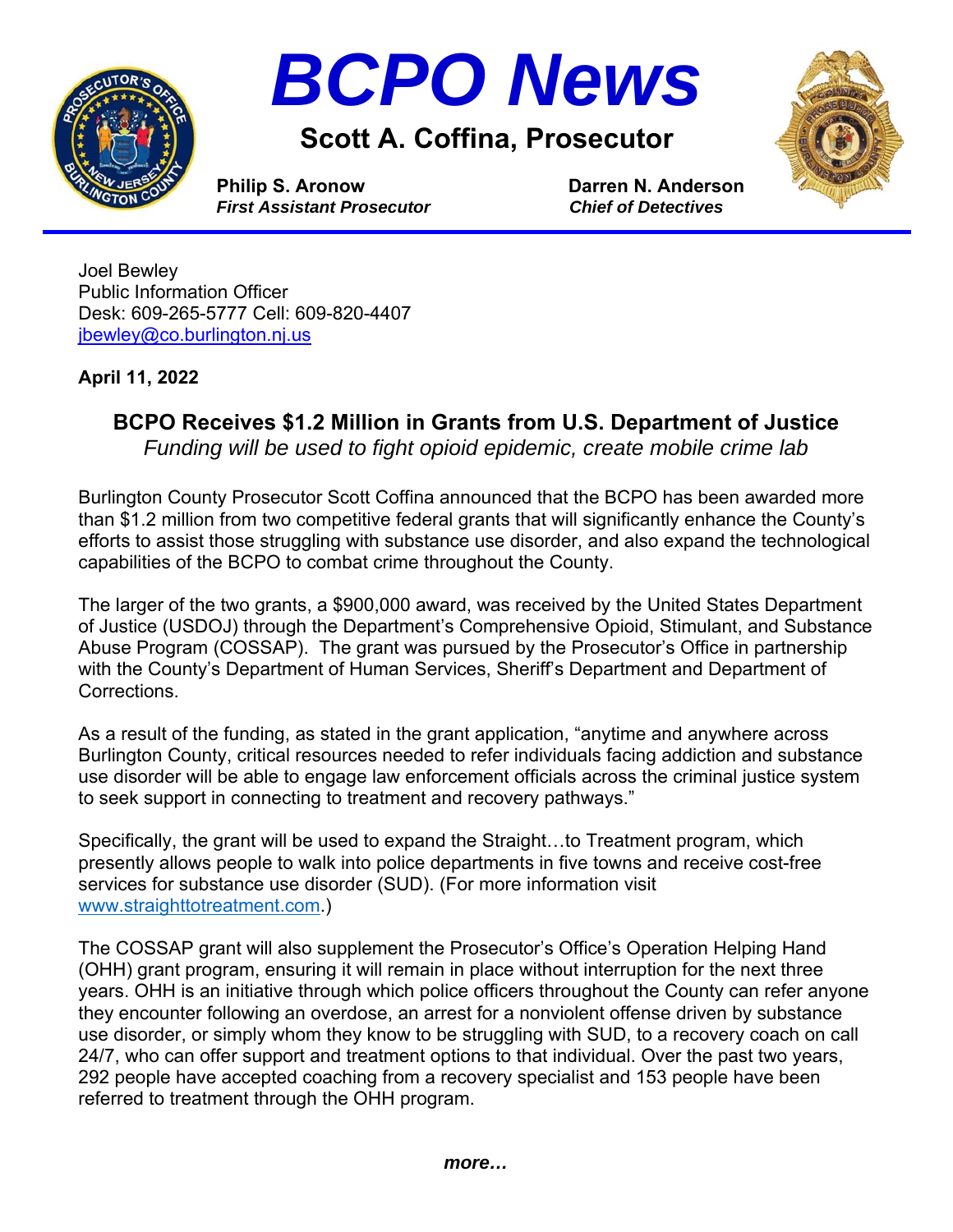# BCPO News

## Scott A. Coffina, Prosecutor

**Philip S. Aronow**
***First Assistant Prosecutor***

**Darren N. Anderson**
***Chief of Detectives***

Joel Bewley
Public Information Officer
Desk: 609-265-5777 Cell: 609-820-4407
jbewley@co.burlington.nj.us

**April 11, 2022**

### BCPO Receives $1.2 Million in Grants from U.S. Department of Justice

*Funding will be used to fight opioid epidemic, create mobile crime lab*

Burlington County Prosecutor Scott Coffina announced that the BCPO has been awarded more than $1.2 million from two competitive federal grants that will significantly enhance the County's efforts to assist those struggling with substance use disorder, and also expand the technological capabilities of the BCPO to combat crime throughout the County.

The larger of the two grants, a $900,000 award, was received by the United States Department of Justice (USDOJ) through the Department's Comprehensive Opioid, Stimulant, and Substance Abuse Program (COSSAP). The grant was pursued by the Prosecutor's Office in partnership with the County's Department of Human Services, Sheriff's Department and Department of Corrections.

As a result of the funding, as stated in the grant application, "anytime and anywhere across Burlington County, critical resources needed to refer individuals facing addiction and substance use disorder will be able to engage law enforcement officials across the criminal justice system to seek support in connecting to treatment and recovery pathways."

Specifically, the grant will be used to expand the Straight…to Treatment program, which presently allows people to walk into police departments in five towns and receive cost-free services for substance use disorder (SUD). (For more information visit www.straighttotreatment.com.)

The COSSAP grant will also supplement the Prosecutor's Office's Operation Helping Hand (OHH) grant program, ensuring it will remain in place without interruption for the next three years. OHH is an initiative through which police officers throughout the County can refer anyone they encounter following an overdose, an arrest for a nonviolent offense driven by substance use disorder, or simply whom they know to be struggling with SUD, to a recovery coach on call 24/7, who can offer support and treatment options to that individual. Over the past two years, 292 people have accepted coaching from a recovery specialist and 153 people have been referred to treatment through the OHH program.

***more…***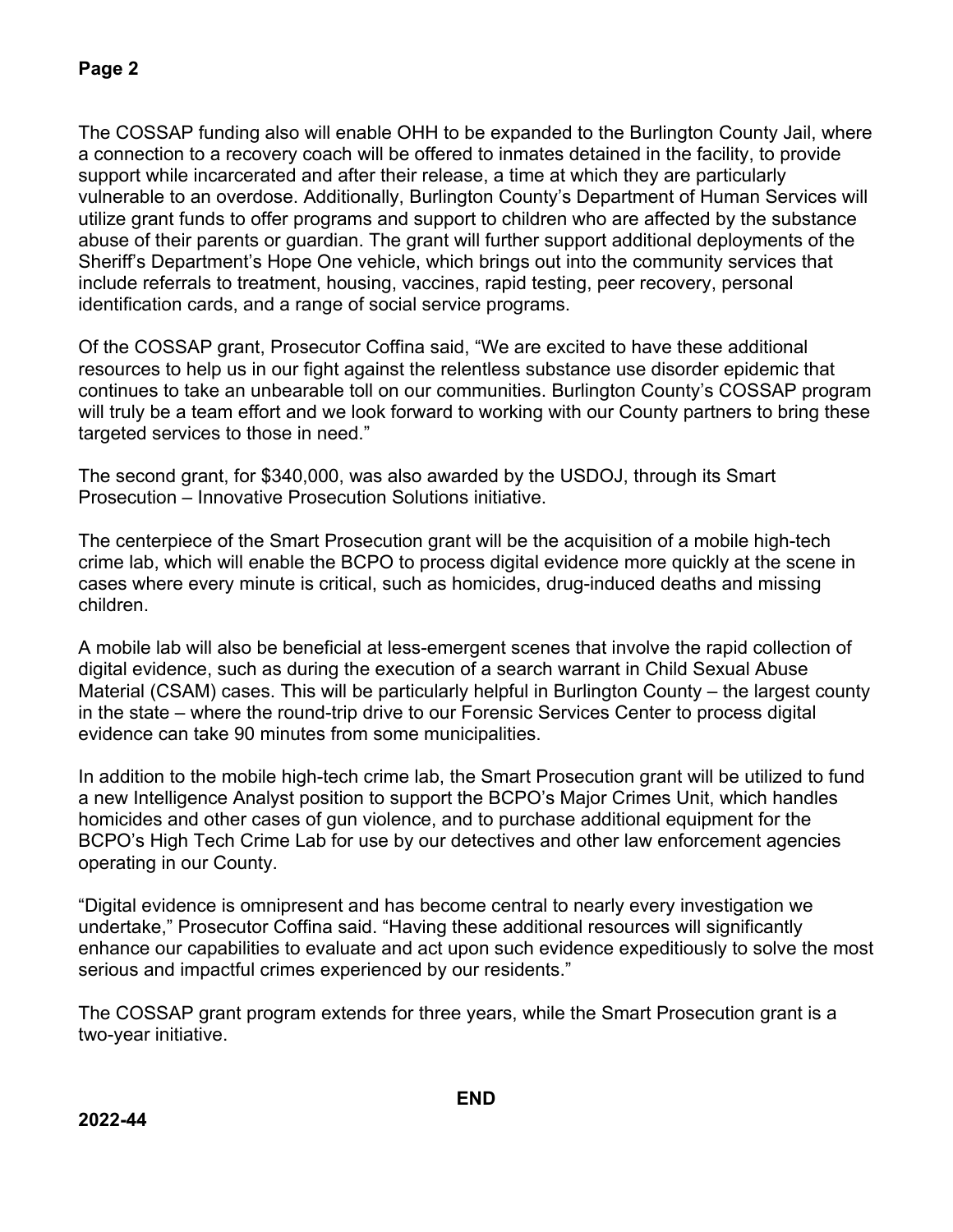The COSSAP funding also will enable OHH to be expanded to the Burlington County Jail, where a connection to a recovery coach will be offered to inmates detained in the facility, to provide support while incarcerated and after their release, a time at which they are particularly vulnerable to an overdose. Additionally, Burlington County's Department of Human Services will utilize grant funds to offer programs and support to children who are affected by the substance abuse of their parents or guardian. The grant will further support additional deployments of the Sheriff's Department's Hope One vehicle, which brings out into the community services that include referrals to treatment, housing, vaccines, rapid testing, peer recovery, personal identification cards, and a range of social service programs.

Of the COSSAP grant, Prosecutor Coffina said, "We are excited to have these additional resources to help us in our fight against the relentless substance use disorder epidemic that continues to take an unbearable toll on our communities. Burlington County's COSSAP program will truly be a team effort and we look forward to working with our County partners to bring these targeted services to those in need."

The second grant, for $340,000, was also awarded by the USDOJ, through its Smart Prosecution – Innovative Prosecution Solutions initiative.

The centerpiece of the Smart Prosecution grant will be the acquisition of a mobile high-tech crime lab, which will enable the BCPO to process digital evidence more quickly at the scene in cases where every minute is critical, such as homicides, drug-induced deaths and missing children.

A mobile lab will also be beneficial at less-emergent scenes that involve the rapid collection of digital evidence, such as during the execution of a search warrant in Child Sexual Abuse Material (CSAM) cases. This will be particularly helpful in Burlington County – the largest county in the state – where the round-trip drive to our Forensic Services Center to process digital evidence can take 90 minutes from some municipalities.

In addition to the mobile high-tech crime lab, the Smart Prosecution grant will be utilized to fund a new Intelligence Analyst position to support the BCPO's Major Crimes Unit, which handles homicides and other cases of gun violence, and to purchase additional equipment for the BCPO's High Tech Crime Lab for use by our detectives and other law enforcement agencies operating in our County.

"Digital evidence is omnipresent and has become central to nearly every investigation we undertake," Prosecutor Coffina said. "Having these additional resources will significantly enhance our capabilities to evaluate and act upon such evidence expeditiously to solve the most serious and impactful crimes experienced by our residents."

The COSSAP grant program extends for three years, while the Smart Prosecution grant is a two-year initiative.

**END**

**2022-44**